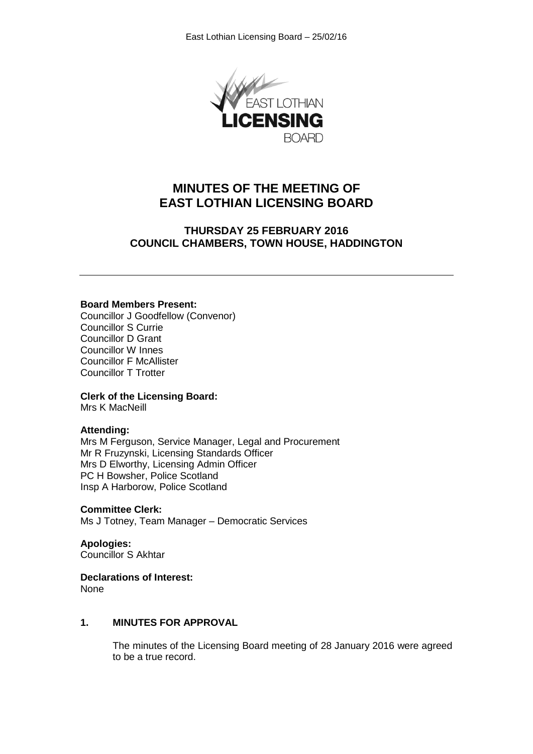# MINUTES OF THE MEETING OF EAST LOTHIAN LICENSING BOARD

## THURSDAY 25 FEBRUARY 2016
## COUNCIL CHAMBERS, TOWN HOUSE, HADDINGTON

---

**Board Members Present:**
Councillor J Goodfellow (Convenor)
Councillor S Currie
Councillor D Grant
Councillor W Innes
Councillor F McAllister
Councillor T Trotter

**Clerk of the Licensing Board:**
Mrs K MacNeill

**Attending:**
Mrs M Ferguson, Service Manager, Legal and Procurement
Mr R Fruzynski, Licensing Standards Officer
Mrs D Elworthy, Licensing Admin Officer
PC H Bowsher, Police Scotland
Insp A Harborow, Police Scotland

**Committee Clerk:**
Ms J Totney, Team Manager – Democratic Services

**Apologies:**
Councillor S Akhtar

**Declarations of Interest:**
None

### 1. MINUTES FOR APPROVAL

The minutes of the Licensing Board meeting of 28 January 2016 were agreed to be a true record.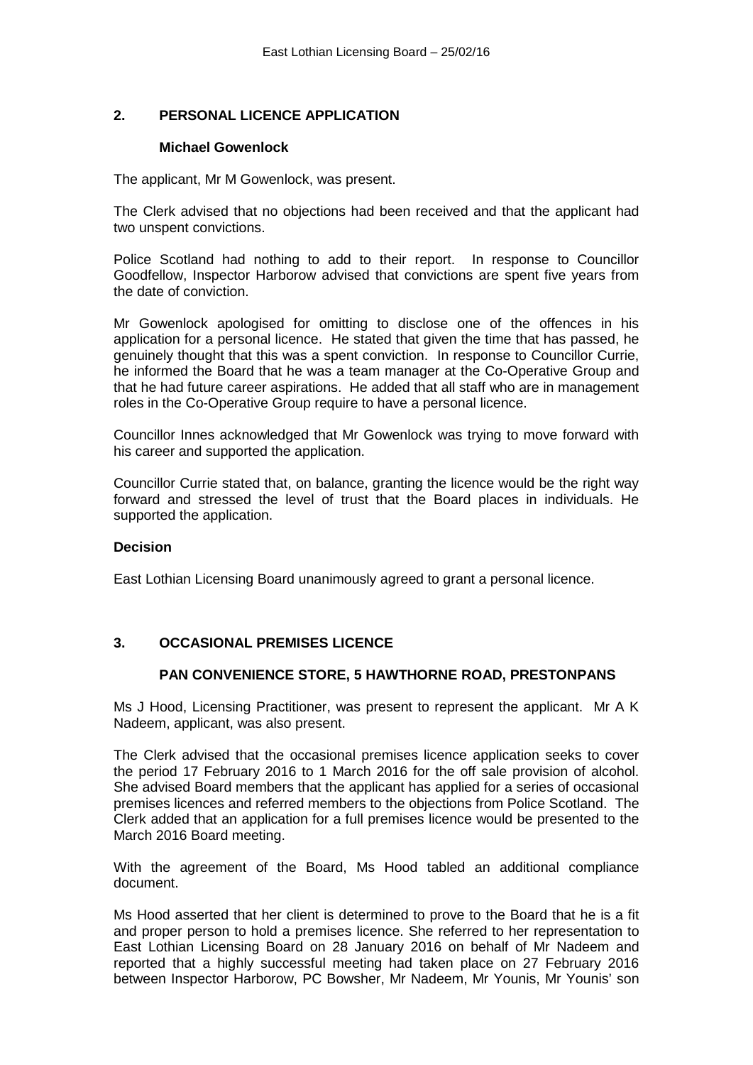## 2. PERSONAL LICENCE APPLICATION

### Michael Gowenlock

The applicant, Mr M Gowenlock, was present.

The Clerk advised that no objections had been received and that the applicant had two unspent convictions.

Police Scotland had nothing to add to their report. In response to Councillor Goodfellow, Inspector Harborow advised that convictions are spent five years from the date of conviction.

Mr Gowenlock apologised for omitting to disclose one of the offences in his application for a personal licence. He stated that given the time that has passed, he genuinely thought that this was a spent conviction. In response to Councillor Currie, he informed the Board that he was a team manager at the Co-Operative Group and that he had future career aspirations. He added that all staff who are in management roles in the Co-Operative Group require to have a personal licence.

Councillor Innes acknowledged that Mr Gowenlock was trying to move forward with his career and supported the application.

Councillor Currie stated that, on balance, granting the licence would be the right way forward and stressed the level of trust that the Board places in individuals. He supported the application.

**Decision**

East Lothian Licensing Board unanimously agreed to grant a personal licence.

## 3. OCCASIONAL PREMISES LICENCE

### PAN CONVENIENCE STORE, 5 HAWTHORNE ROAD, PRESTONPANS

Ms J Hood, Licensing Practitioner, was present to represent the applicant. Mr A K Nadeem, applicant, was also present.

The Clerk advised that the occasional premises licence application seeks to cover the period 17 February 2016 to 1 March 2016 for the off sale provision of alcohol. She advised Board members that the applicant has applied for a series of occasional premises licences and referred members to the objections from Police Scotland. The Clerk added that an application for a full premises licence would be presented to the March 2016 Board meeting.

With the agreement of the Board, Ms Hood tabled an additional compliance document.

Ms Hood asserted that her client is determined to prove to the Board that he is a fit and proper person to hold a premises licence. She referred to her representation to East Lothian Licensing Board on 28 January 2016 on behalf of Mr Nadeem and reported that a highly successful meeting had taken place on 27 February 2016 between Inspector Harborow, PC Bowsher, Mr Nadeem, Mr Younis, Mr Younis' son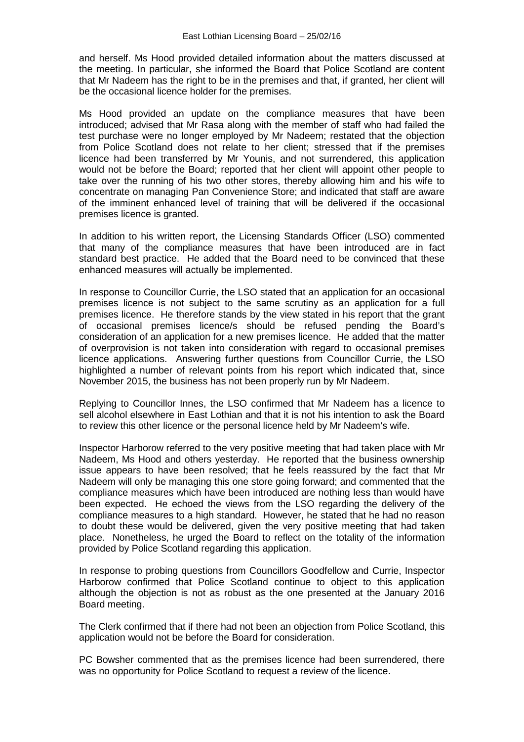and herself. Ms Hood provided detailed information about the matters discussed at the meeting. In particular, she informed the Board that Police Scotland are content that Mr Nadeem has the right to be in the premises and that, if granted, her client will be the occasional licence holder for the premises.

Ms Hood provided an update on the compliance measures that have been introduced; advised that Mr Rasa along with the member of staff who had failed the test purchase were no longer employed by Mr Nadeem; restated that the objection from Police Scotland does not relate to her client; stressed that if the premises licence had been transferred by Mr Younis, and not surrendered, this application would not be before the Board; reported that her client will appoint other people to take over the running of his two other stores, thereby allowing him and his wife to concentrate on managing Pan Convenience Store; and indicated that staff are aware of the imminent enhanced level of training that will be delivered if the occasional premises licence is granted.

In addition to his written report, the Licensing Standards Officer (LSO) commented that many of the compliance measures that have been introduced are in fact standard best practice. He added that the Board need to be convinced that these enhanced measures will actually be implemented.

In response to Councillor Currie, the LSO stated that an application for an occasional premises licence is not subject to the same scrutiny as an application for a full premises licence. He therefore stands by the view stated in his report that the grant of occasional premises licence/s should be refused pending the Board's consideration of an application for a new premises licence. He added that the matter of overprovision is not taken into consideration with regard to occasional premises licence applications. Answering further questions from Councillor Currie, the LSO highlighted a number of relevant points from his report which indicated that, since November 2015, the business has not been properly run by Mr Nadeem.

Replying to Councillor Innes, the LSO confirmed that Mr Nadeem has a licence to sell alcohol elsewhere in East Lothian and that it is not his intention to ask the Board to review this other licence or the personal licence held by Mr Nadeem's wife.

Inspector Harborow referred to the very positive meeting that had taken place with Mr Nadeem, Ms Hood and others yesterday. He reported that the business ownership issue appears to have been resolved; that he feels reassured by the fact that Mr Nadeem will only be managing this one store going forward; and commented that the compliance measures which have been introduced are nothing less than would have been expected. He echoed the views from the LSO regarding the delivery of the compliance measures to a high standard. However, he stated that he had no reason to doubt these would be delivered, given the very positive meeting that had taken place. Nonetheless, he urged the Board to reflect on the totality of the information provided by Police Scotland regarding this application.

In response to probing questions from Councillors Goodfellow and Currie, Inspector Harborow confirmed that Police Scotland continue to object to this application although the objection is not as robust as the one presented at the January 2016 Board meeting.

The Clerk confirmed that if there had not been an objection from Police Scotland, this application would not be before the Board for consideration.

PC Bowsher commented that as the premises licence had been surrendered, there was no opportunity for Police Scotland to request a review of the licence.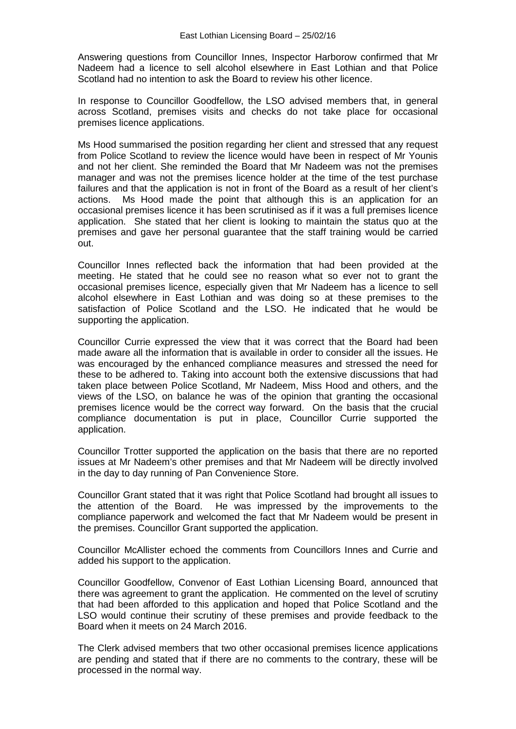Answering questions from Councillor Innes, Inspector Harborow confirmed that Mr Nadeem had a licence to sell alcohol elsewhere in East Lothian and that Police Scotland had no intention to ask the Board to review his other licence.

In response to Councillor Goodfellow, the LSO advised members that, in general across Scotland, premises visits and checks do not take place for occasional premises licence applications.

Ms Hood summarised the position regarding her client and stressed that any request from Police Scotland to review the licence would have been in respect of Mr Younis and not her client. She reminded the Board that Mr Nadeem was not the premises manager and was not the premises licence holder at the time of the test purchase failures and that the application is not in front of the Board as a result of her client's actions. Ms Hood made the point that although this is an application for an occasional premises licence it has been scrutinised as if it was a full premises licence application. She stated that her client is looking to maintain the status quo at the premises and gave her personal guarantee that the staff training would be carried out.

Councillor Innes reflected back the information that had been provided at the meeting. He stated that he could see no reason what so ever not to grant the occasional premises licence, especially given that Mr Nadeem has a licence to sell alcohol elsewhere in East Lothian and was doing so at these premises to the satisfaction of Police Scotland and the LSO. He indicated that he would be supporting the application.

Councillor Currie expressed the view that it was correct that the Board had been made aware all the information that is available in order to consider all the issues. He was encouraged by the enhanced compliance measures and stressed the need for these to be adhered to. Taking into account both the extensive discussions that had taken place between Police Scotland, Mr Nadeem, Miss Hood and others, and the views of the LSO, on balance he was of the opinion that granting the occasional premises licence would be the correct way forward. On the basis that the crucial compliance documentation is put in place, Councillor Currie supported the application.

Councillor Trotter supported the application on the basis that there are no reported issues at Mr Nadeem's other premises and that Mr Nadeem will be directly involved in the day to day running of Pan Convenience Store.

Councillor Grant stated that it was right that Police Scotland had brought all issues to the attention of the Board. He was impressed by the improvements to the compliance paperwork and welcomed the fact that Mr Nadeem would be present in the premises. Councillor Grant supported the application.

Councillor McAllister echoed the comments from Councillors Innes and Currie and added his support to the application.

Councillor Goodfellow, Convenor of East Lothian Licensing Board, announced that there was agreement to grant the application. He commented on the level of scrutiny that had been afforded to this application and hoped that Police Scotland and the LSO would continue their scrutiny of these premises and provide feedback to the Board when it meets on 24 March 2016.

The Clerk advised members that two other occasional premises licence applications are pending and stated that if there are no comments to the contrary, these will be processed in the normal way.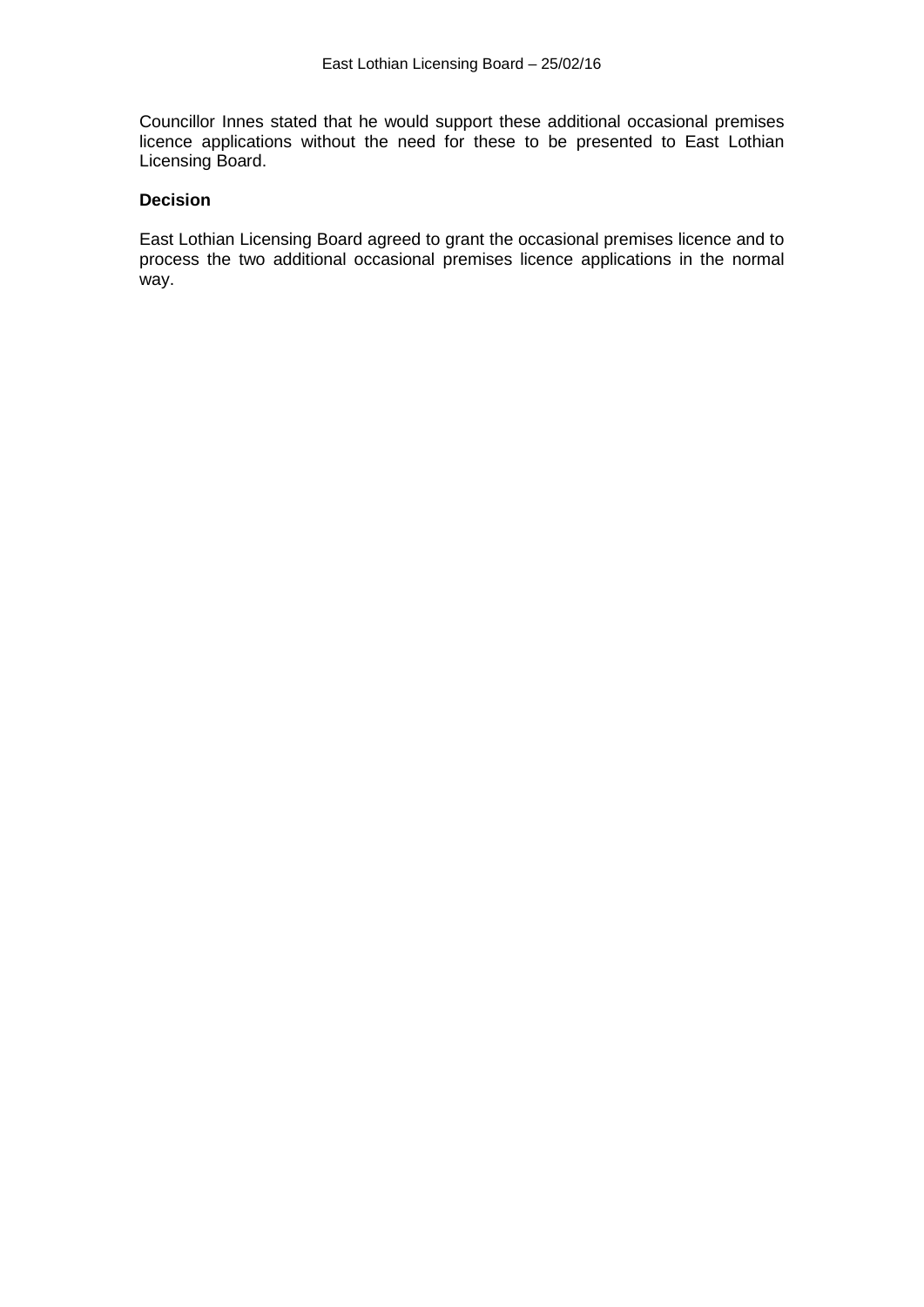Councillor Innes stated that he would support these additional occasional premises licence applications without the need for these to be presented to East Lothian Licensing Board.

**Decision**

East Lothian Licensing Board agreed to grant the occasional premises licence and to process the two additional occasional premises licence applications in the normal way.